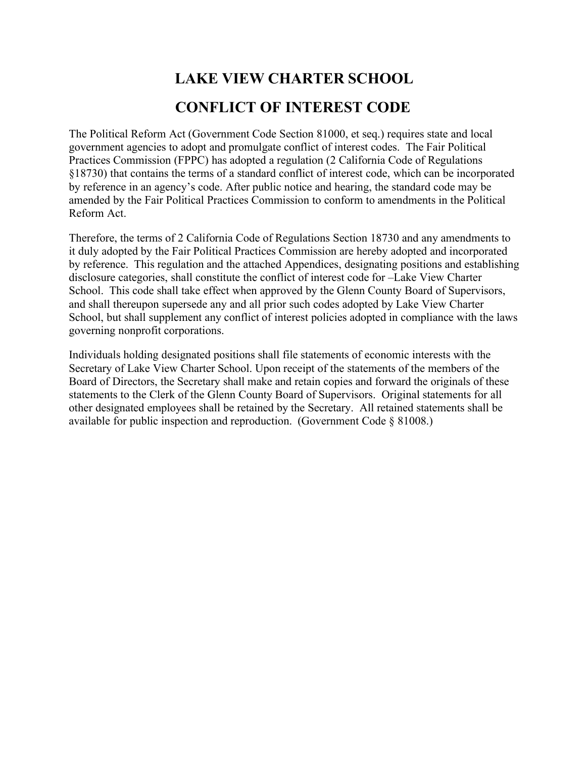# LAKE VIEW CHARTER SCHOOL

# CONFLICT OF INTEREST CODE

The Political Reform Act (Government Code Section 81000, et seq.) requires state and local government agencies to adopt and promulgate conflict of interest codes. The Fair Political Practices Commission (FPPC) has adopted a regulation (2 California Code of Regulations §18730) that contains the terms of a standard conflict of interest code, which can be incorporated by reference in an agency's code. After public notice and hearing, the standard code may be amended by the Fair Political Practices Commission to conform to amendments in the Political Reform Act.

Therefore, the terms of 2 California Code of Regulations Section 18730 and any amendments to it duly adopted by the Fair Political Practices Commission are hereby adopted and incorporated by reference. This regulation and the attached Appendices, designating positions and establishing disclosure categories, shall constitute the conflict of interest code for –Lake View Charter School. This code shall take effect when approved by the Glenn County Board of Supervisors, and shall thereupon supersede any and all prior such codes adopted by Lake View Charter School, but shall supplement any conflict of interest policies adopted in compliance with the laws governing nonprofit corporations.

Individuals holding designated positions shall file statements of economic interests with the Secretary of Lake View Charter School. Upon receipt of the statements of the members of the Board of Directors, the Secretary shall make and retain copies and forward the originals of these statements to the Clerk of the Glenn County Board of Supervisors. Original statements for all other designated employees shall be retained by the Secretary. All retained statements shall be available for public inspection and reproduction. (Government Code § 81008.)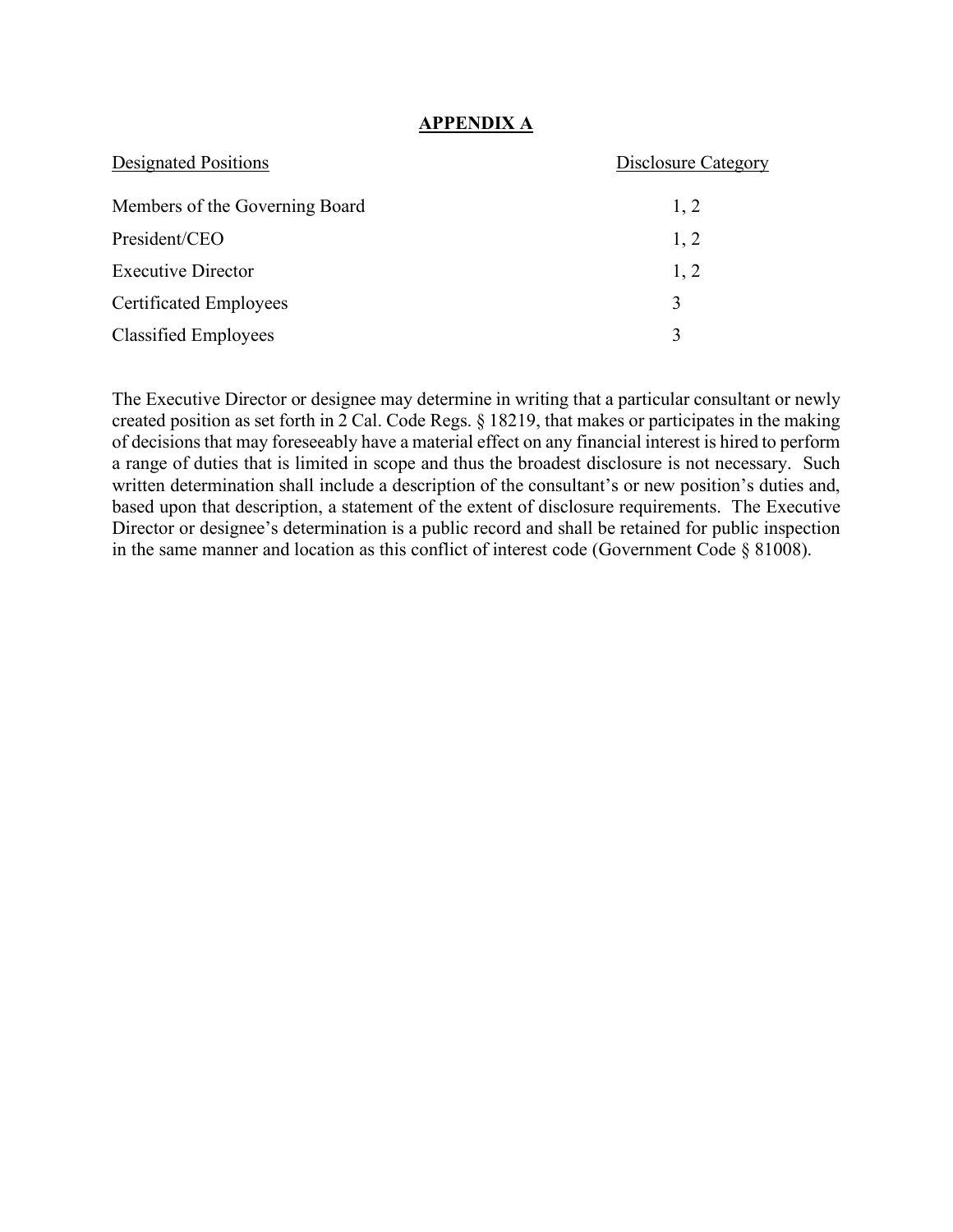## APPENDIX A

| Designated Positions | Disclosure Category |
| --- | --- |
| Members of the Governing Board | 1, 2 |
| President/CEO | 1, 2 |
| Executive Director | 1, 2 |
| Certificated Employees | 3 |
| Classified Employees | 3 |

The Executive Director or designee may determine in writing that a particular consultant or newly created position as set forth in 2 Cal. Code Regs. § 18219, that makes or participates in the making of decisions that may foreseeably have a material effect on any financial interest is hired to perform a range of duties that is limited in scope and thus the broadest disclosure is not necessary. Such written determination shall include a description of the consultant's or new position's duties and, based upon that description, a statement of the extent of disclosure requirements. The Executive Director or designee's determination is a public record and shall be retained for public inspection in the same manner and location as this conflict of interest code (Government Code § 81008).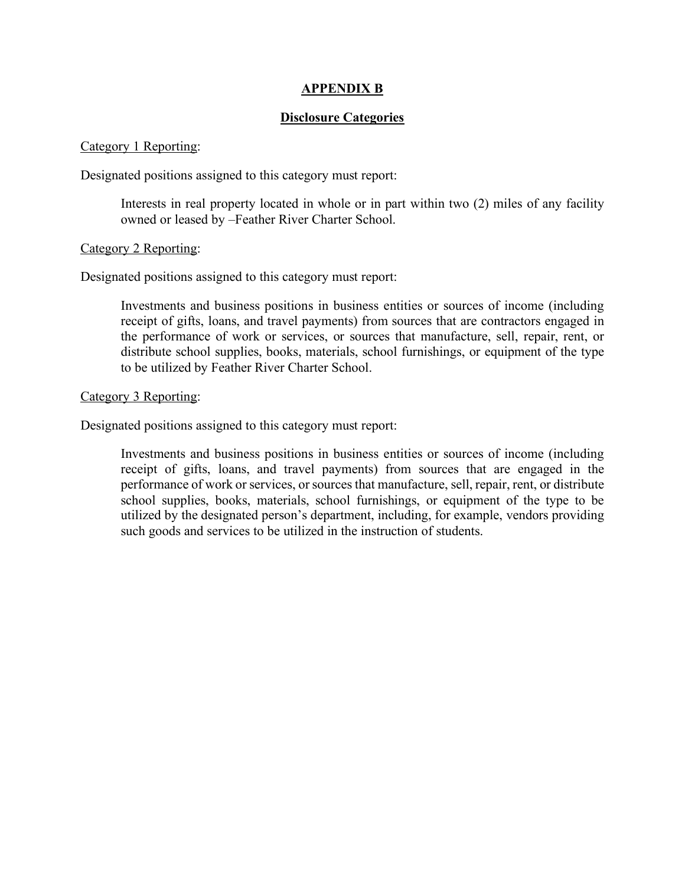# APPENDIX B

## Disclosure Categories

Category 1 Reporting:

Designated positions assigned to this category must report:

> Interests in real property located in whole or in part within two (2) miles of any facility owned or leased by –Feather River Charter School.

Category 2 Reporting:

Designated positions assigned to this category must report:

> Investments and business positions in business entities or sources of income (including receipt of gifts, loans, and travel payments) from sources that are contractors engaged in the performance of work or services, or sources that manufacture, sell, repair, rent, or distribute school supplies, books, materials, school furnishings, or equipment of the type to be utilized by Feather River Charter School.

Category 3 Reporting:

Designated positions assigned to this category must report:

> Investments and business positions in business entities or sources of income (including receipt of gifts, loans, and travel payments) from sources that are engaged in the performance of work or services, or sources that manufacture, sell, repair, rent, or distribute school supplies, books, materials, school furnishings, or equipment of the type to be utilized by the designated person's department, including, for example, vendors providing such goods and services to be utilized in the instruction of students.